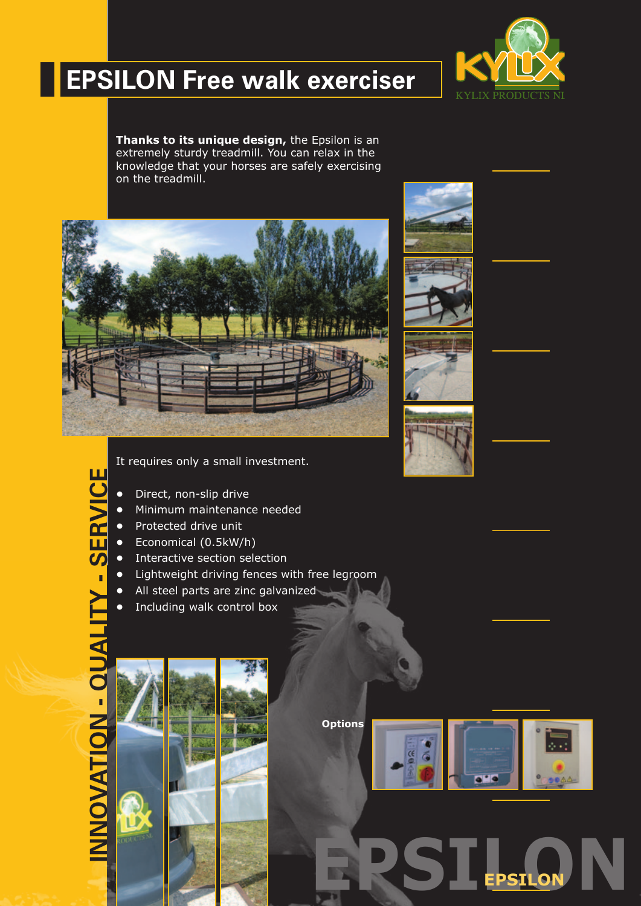# EPSILON Free walk exerciser

KYLIX PRODUCTS NI

**Thanks to its unique design,** the Epsilon is an extremely sturdy treadmill. You can relax in the knowledge that your horses are safely exercising on the treadmill.

It requires only a small investment.

- Direct, non-slip drive
- Minimum maintenance needed
- Protected drive unit
- Economical (0.5kW/h)
- Interactive section selection
- Lightweight driving fences with free legroom
- All steel parts are zinc galvanized
- Including walk control box

**Options**

INNOVATION - QUALITY - SERVICE

EPSILON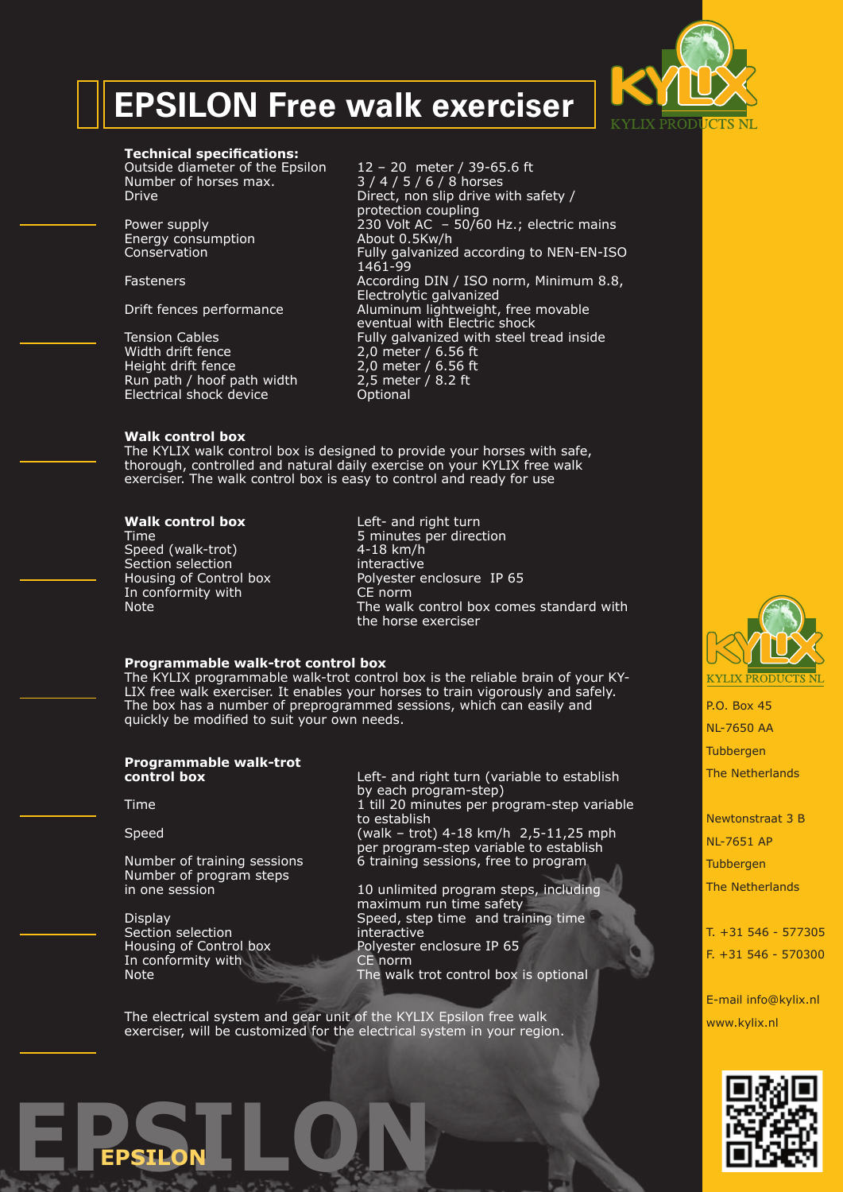# EPSILON Free walk exerciser

KYLIX PRODUCTS NL

**Technical specifications:**

| | |
|---|---|
| Outside diameter of the Epsilon | 12 – 20 meter / 39-65.6 ft |
| Number of horses max. | 3 / 4 / 5 / 6 / 8 horses |
| Drive | Direct, non slip drive with safety / protection coupling |
| Power supply | 230 Volt AC – 50/60 Hz.; electric mains |
| Energy consumption | About 0.5Kw/h |
| Conservation | Fully galvanized according to NEN-EN-ISO 1461-99 |
| Fasteners | According DIN / ISO norm, Minimum 8.8, Electrolytic galvanized |
| Drift fences performance | Aluminum lightweight, free movable eventual with Electric shock |
| Tension Cables | Fully galvanized with steel tread inside |
| Width drift fence | 2,0 meter / 6.56 ft |
| Height drift fence | 2,0 meter / 6.56 ft |
| Run path / hoof path width | 2,5 meter / 8.2 ft |
| Electrical shock device | Optional |

**Walk control box**

The KYLIX walk control box is designed to provide your horses with safe, thorough, controlled and natural daily exercise on your KYLIX free walk exerciser. The walk control box is easy to control and ready for use

| **Walk control box** | Left- and right turn |
|---|---|
| Time | 5 minutes per direction |
| Speed (walk-trot) | 4-18 km/h |
| Section selection | interactive |
| Housing of Control box | Polyester enclosure IP 65 |
| In conformity with | CE norm |
| Note | The walk control box comes standard with the horse exerciser |

**Programmable walk-trot control box**

The KYLIX programmable walk-trot control box is the reliable brain of your KYLIX free walk exerciser. It enables your horses to train vigorously and safely. The box has a number of preprogrammed sessions, which can easily and quickly be modified to suit your own needs.

| **Programmable walk-trot control box** | Left- and right turn (variable to establish by each program-step) |
|---|---|
| Time | 1 till 20 minutes per program-step variable to establish |
| Speed | (walk – trot) 4-18 km/h 2,5-11,25 mph per program-step variable to establish |
| Number of training sessions | 6 training sessions, free to program |
| Number of program steps in one session | 10 unlimited program steps, including maximum run time safety |
| Display | Speed, step time and training time |
| Section selection | interactive |
| Housing of Control box | Polyester enclosure IP 65 |
| In conformity with | CE norm |
| Note | The walk trot control box is optional |

The electrical system and gear unit of the KYLIX Epsilon free walk exerciser, will be customized for the electrical system in your region.

EPSILON

KYLIX PRODUCTS NL

P.O. Box 45
NL-7650 AA
Tubbergen
The Netherlands

Newtonstraat 3 B
NL-7651 AP
Tubbergen
The Netherlands

T. +31 546 - 577305
F. +31 546 - 570300

E-mail info@kylix.nl
www.kylix.nl